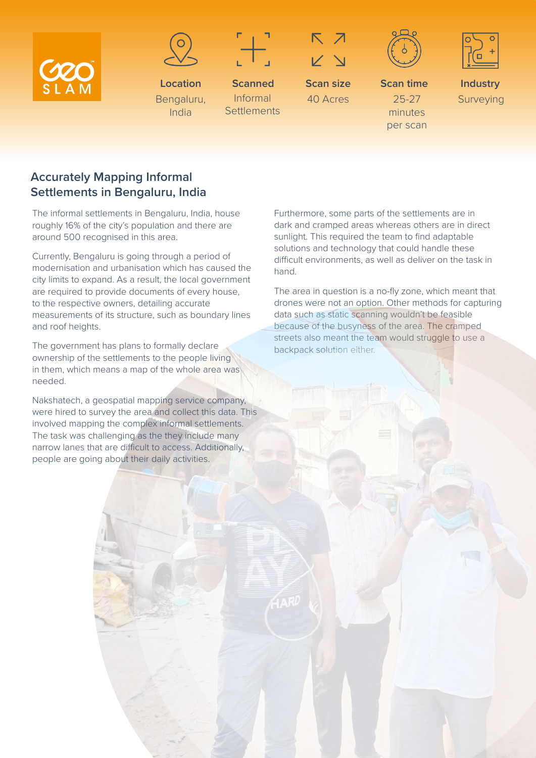GeoSLAM

| Location | Scanned | Scan size | Scan time | Industry |
| --- | --- | --- | --- | --- |
| Bengaluru, India | Informal Settlements | 40 Acres | 25-27 minutes per scan | Surveying |

## Accurately Mapping Informal Settlements in Bengaluru, India

The informal settlements in Bengaluru, India, house roughly 16% of the city's population and there are around 500 recognised in this area.

Currently, Bengaluru is going through a period of modernisation and urbanisation which has caused the city limits to expand. As a result, the local government are required to provide documents of every house, to the respective owners, detailing accurate measurements of its structure, such as boundary lines and roof heights.

The government has plans to formally declare ownership of the settlements to the people living in them, which means a map of the whole area was needed.

Nakshatech, a geospatial mapping service company, were hired to survey the area and collect this data. This involved mapping the complex informal settlements. The task was challenging as the they include many narrow lanes that are difficult to access. Additionally, people are going about their daily activities.

Furthermore, some parts of the settlements are in dark and cramped areas whereas others are in direct sunlight. This required the team to find adaptable solutions and technology that could handle these difficult environments, as well as deliver on the task in hand.

The area in question is a no-fly zone, which meant that drones were not an option. Other methods for capturing data such as static scanning wouldn't be feasible because of the busyness of the area. The cramped streets also meant the team would struggle to use a backpack solution either.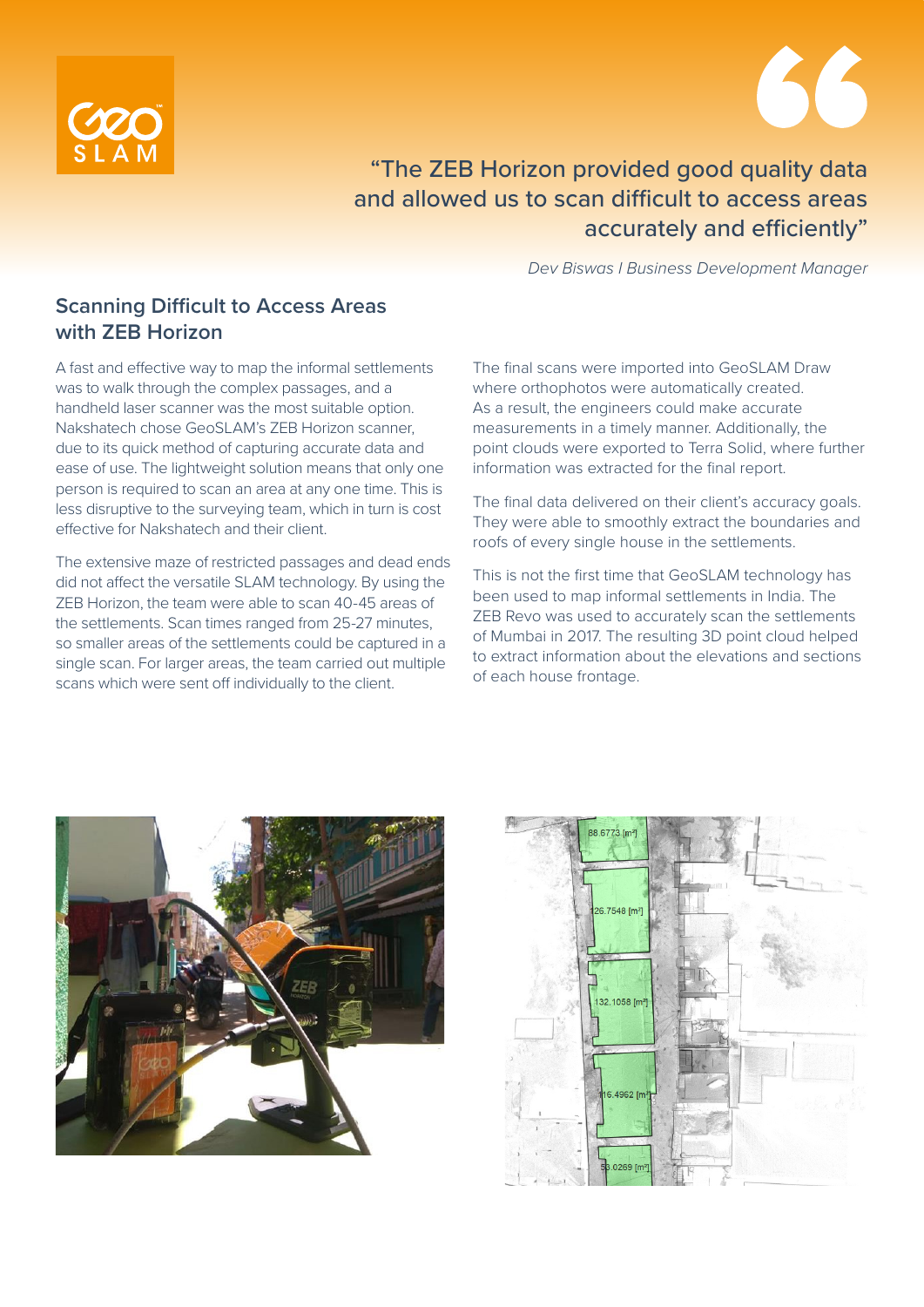> "The ZEB Horizon provided good quality data and allowed us to scan difficult to access areas accurately and efficiently"

*Dev Biswas I Business Development Manager*

## Scanning Difficult to Access Areas with ZEB Horizon

A fast and effective way to map the informal settlements was to walk through the complex passages, and a handheld laser scanner was the most suitable option. Nakshatech chose GeoSLAM's ZEB Horizon scanner, due to its quick method of capturing accurate data and ease of use. The lightweight solution means that only one person is required to scan an area at any one time. This is less disruptive to the surveying team, which in turn is cost effective for Nakshatech and their client.

The extensive maze of restricted passages and dead ends did not affect the versatile SLAM technology. By using the ZEB Horizon, the team were able to scan 40-45 areas of the settlements. Scan times ranged from 25-27 minutes, so smaller areas of the settlements could be captured in a single scan. For larger areas, the team carried out multiple scans which were sent off individually to the client.

The final scans were imported into GeoSLAM Draw where orthophotos were automatically created. As a result, the engineers could make accurate measurements in a timely manner. Additionally, the point clouds were exported to Terra Solid, where further information was extracted for the final report.

The final data delivered on their client's accuracy goals. They were able to smoothly extract the boundaries and roofs of every single house in the settlements.

This is not the first time that GeoSLAM technology has been used to map informal settlements in India. The ZEB Revo was used to accurately scan the settlements of Mumbai in 2017. The resulting 3D point cloud helped to extract information about the elevations and sections of each house frontage.